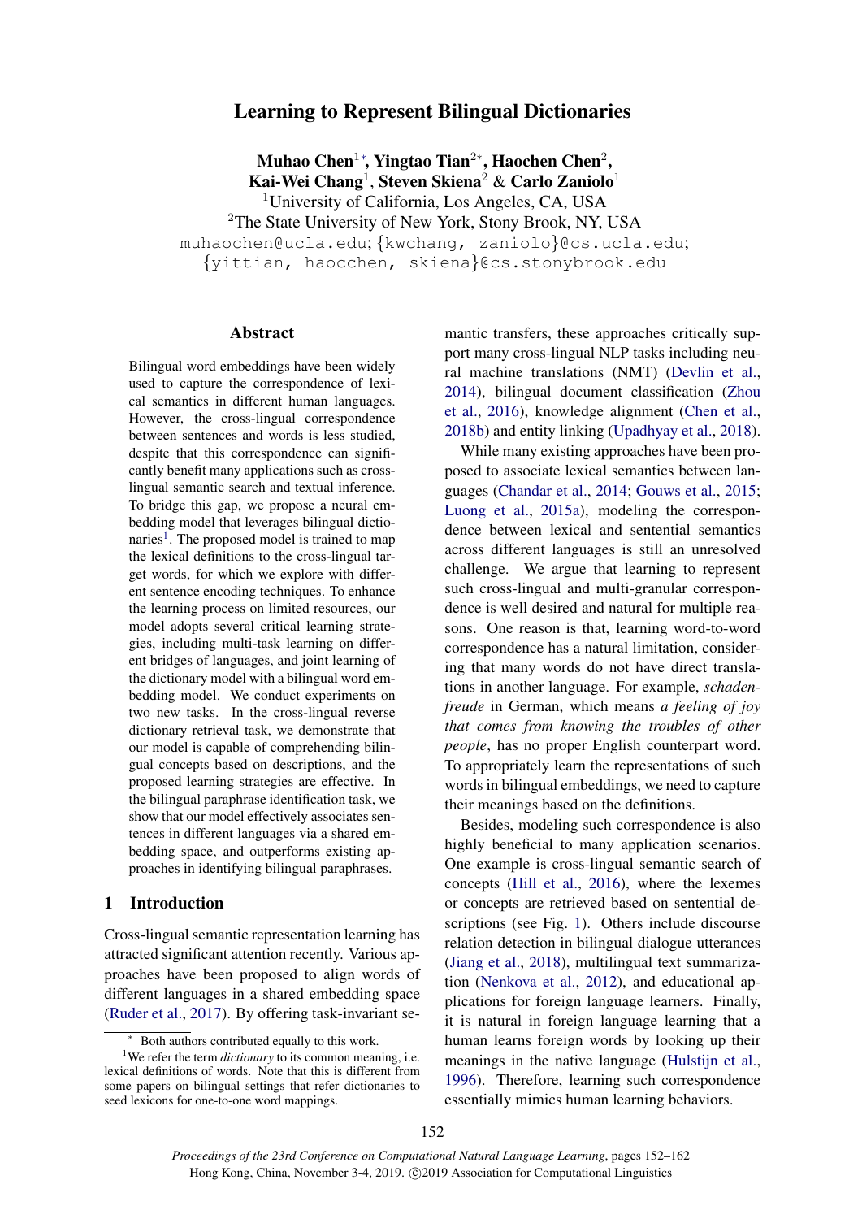# Learning to Represent Bilingual Dictionaries

**Muhao Chen**[1*], **Yingtao Tian**[2*], **Haochen Chen**[2], **Kai-Wei Chang**[1], **Steven Skiena**[2] & **Carlo Zaniolo**[1]

[1]University of California, Los Angeles, CA, USA

[2]The State University of New York, Stony Brook, NY, USA

muhaochen@ucla.edu; {kwchang, zaniolo}@cs.ucla.edu; {yittian, haocchen, skiena}@cs.stonybrook.edu

## Abstract

Bilingual word embeddings have been widely used to capture the correspondence of lexical semantics in different human languages. However, the cross-lingual correspondence between sentences and words is less studied, despite that this correspondence can significantly benefit many applications such as cross-lingual semantic search and textual inference. To bridge this gap, we propose a neural embedding model that leverages bilingual dictionaries[1]. The proposed model is trained to map the lexical definitions to the cross-lingual target words, for which we explore with different sentence encoding techniques. To enhance the learning process on limited resources, our model adopts several critical learning strategies, including multi-task learning on different bridges of languages, and joint learning of the dictionary model with a bilingual word embedding model. We conduct experiments on two new tasks. In the cross-lingual reverse dictionary retrieval task, we demonstrate that our model is capable of comprehending bilingual concepts based on descriptions, and the proposed learning strategies are effective. In the bilingual paraphrase identification task, we show that our model effectively associates sentences in different languages via a shared embedding space, and outperforms existing approaches in identifying bilingual paraphrases.

## 1 Introduction

Cross-lingual semantic representation learning has attracted significant attention recently. Various approaches have been proposed to align words of different languages in a shared embedding space (Ruder et al., 2017). By offering task-invariant semantic transfers, these approaches critically support many cross-lingual NLP tasks including neural machine translations (NMT) (Devlin et al., 2014), bilingual document classification (Zhou et al., 2016), knowledge alignment (Chen et al., 2018b) and entity linking (Upadhyay et al., 2018).

While many existing approaches have been proposed to associate lexical semantics between languages (Chandar et al., 2014; Gouws et al., 2015; Luong et al., 2015a), modeling the correspondence between lexical and sentential semantics across different languages is still an unresolved challenge. We argue that learning to represent such cross-lingual and multi-granular correspondence is well desired and natural for multiple reasons. One reason is that, learning word-to-word correspondence has a natural limitation, considering that many words do not have direct translations in another language. For example, *schadenfreude* in German, which means *a feeling of joy that comes from knowing the troubles of other people*, has no proper English counterpart word. To appropriately learn the representations of such words in bilingual embeddings, we need to capture their meanings based on the definitions.

Besides, modeling such correspondence is also highly beneficial to many application scenarios. One example is cross-lingual semantic search of concepts (Hill et al., 2016), where the lexemes or concepts are retrieved based on sentential descriptions (see Fig. 1). Others include discourse relation detection in bilingual dialogue utterances (Jiang et al., 2018), multilingual text summarization (Nenkova et al., 2012), and educational applications for foreign language learners. Finally, it is natural in foreign language learning that a human learns foreign words by looking up their meanings in the native language (Hulstijn et al., 1996). Therefore, learning such correspondence essentially mimics human learning behaviors.

---

[*] Both authors contributed equally to this work.

[1]We refer the term *dictionary* to its common meaning, i.e. lexical definitions of words. Note that this is different from some papers on bilingual settings that refer dictionaries to seed lexicons for one-to-one word mappings.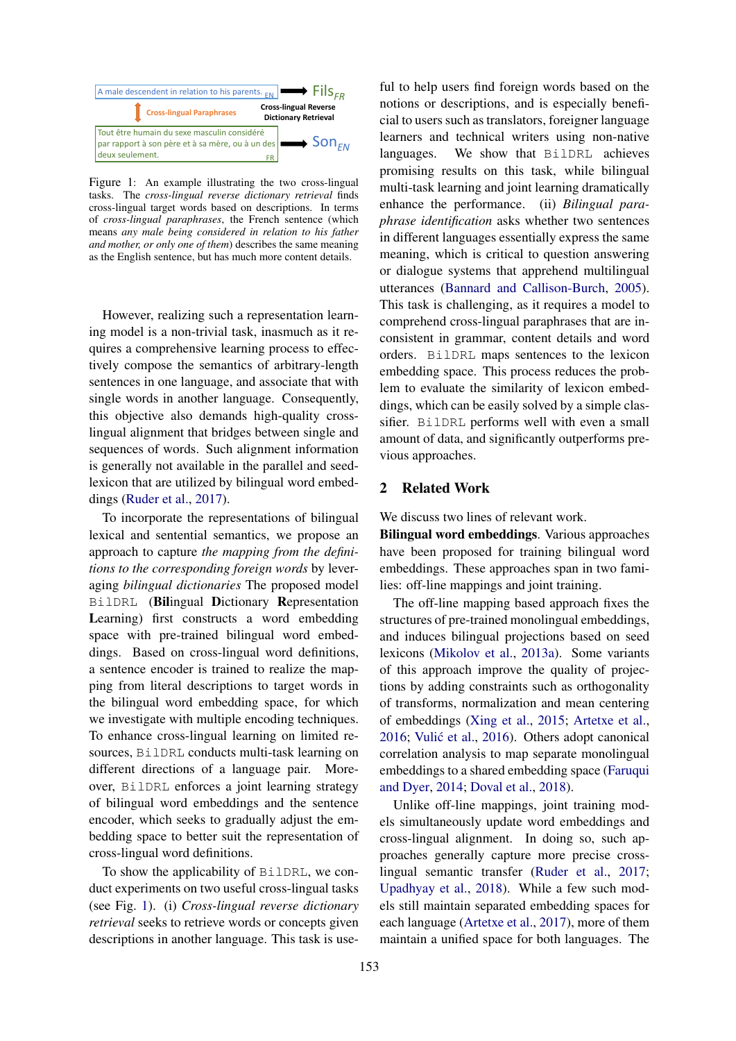A male descendent in relation to his parents. EN → $\text{Fils}_{FR}$

Cross-lingual Paraphrases — Cross-lingual Reverse Dictionary Retrieval

Tout être humain du sexe masculin considéré par rapport à son père et à sa mère, ou à un des deux seulement. FR → $\text{Son}_{EN}$

Figure 1: An example illustrating the two cross-lingual tasks. The *cross-lingual reverse dictionary retrieval* finds cross-lingual target words based on descriptions. In terms of *cross-lingual paraphrases*, the French sentence (which means *any male being considered in relation to his father and mother, or only one of them*) describes the same meaning as the English sentence, but has much more content details.

However, realizing such a representation learning model is a non-trivial task, inasmuch as it requires a comprehensive learning process to effectively compose the semantics of arbitrary-length sentences in one language, and associate that with single words in another language. Consequently, this objective also demands high-quality cross-lingual alignment that bridges between single and sequences of words. Such alignment information is generally not available in the parallel and seed-lexicon that are utilized by bilingual word embeddings (Ruder et al., 2017).

To incorporate the representations of bilingual lexical and sentential semantics, we propose an approach to capture *the mapping from the definitions to the corresponding foreign words* by leveraging *bilingual dictionaries* The proposed model BilDRL (**Bil**ingual **D**ictionary **R**epresentation **L**earning) first constructs a word embedding space with pre-trained bilingual word embeddings. Based on cross-lingual word definitions, a sentence encoder is trained to realize the mapping from literal descriptions to target words in the bilingual word embedding space, for which we investigate with multiple encoding techniques. To enhance cross-lingual learning on limited resources, BilDRL conducts multi-task learning on different directions of a language pair. Moreover, BilDRL enforces a joint learning strategy of bilingual word embeddings and the sentence encoder, which seeks to gradually adjust the embedding space to better suit the representation of cross-lingual word definitions.

To show the applicability of BilDRL, we conduct experiments on two useful cross-lingual tasks (see Fig. 1). (i) *Cross-lingual reverse dictionary retrieval* seeks to retrieve words or concepts given descriptions in another language. This task is useful to help users find foreign words based on the notions or descriptions, and is especially beneficial to users such as translators, foreigner language learners and technical writers using non-native languages. We show that BilDRL achieves promising results on this task, while bilingual multi-task learning and joint learning dramatically enhance the performance. (ii) *Bilingual paraphrase identification* asks whether two sentences in different languages essentially express the same meaning, which is critical to question answering or dialogue systems that apprehend multilingual utterances (Bannard and Callison-Burch, 2005). This task is challenging, as it requires a model to comprehend cross-lingual paraphrases that are inconsistent in grammar, content details and word orders. BilDRL maps sentences to the lexicon embedding space. This process reduces the problem to evaluate the similarity of lexicon embeddings, which can be easily solved by a simple classifier. BilDRL performs well with even a small amount of data, and significantly outperforms previous approaches.

## 2 Related Work

We discuss two lines of relevant work.

**Bilingual word embeddings**. Various approaches have been proposed for training bilingual word embeddings. These approaches span in two families: off-line mappings and joint training.

The off-line mapping based approach fixes the structures of pre-trained monolingual embeddings, and induces bilingual projections based on seed lexicons (Mikolov et al., 2013a). Some variants of this approach improve the quality of projections by adding constraints such as orthogonality of transforms, normalization and mean centering of embeddings (Xing et al., 2015; Artetxe et al., 2016; Vulić et al., 2016). Others adopt canonical correlation analysis to map separate monolingual embeddings to a shared embedding space (Faruqui and Dyer, 2014; Doval et al., 2018).

Unlike off-line mappings, joint training models simultaneously update word embeddings and cross-lingual alignment. In doing so, such approaches generally capture more precise cross-lingual semantic transfer (Ruder et al., 2017; Upadhyay et al., 2018). While a few such models still maintain separated embedding spaces for each language (Artetxe et al., 2017), more of them maintain a unified space for both languages. The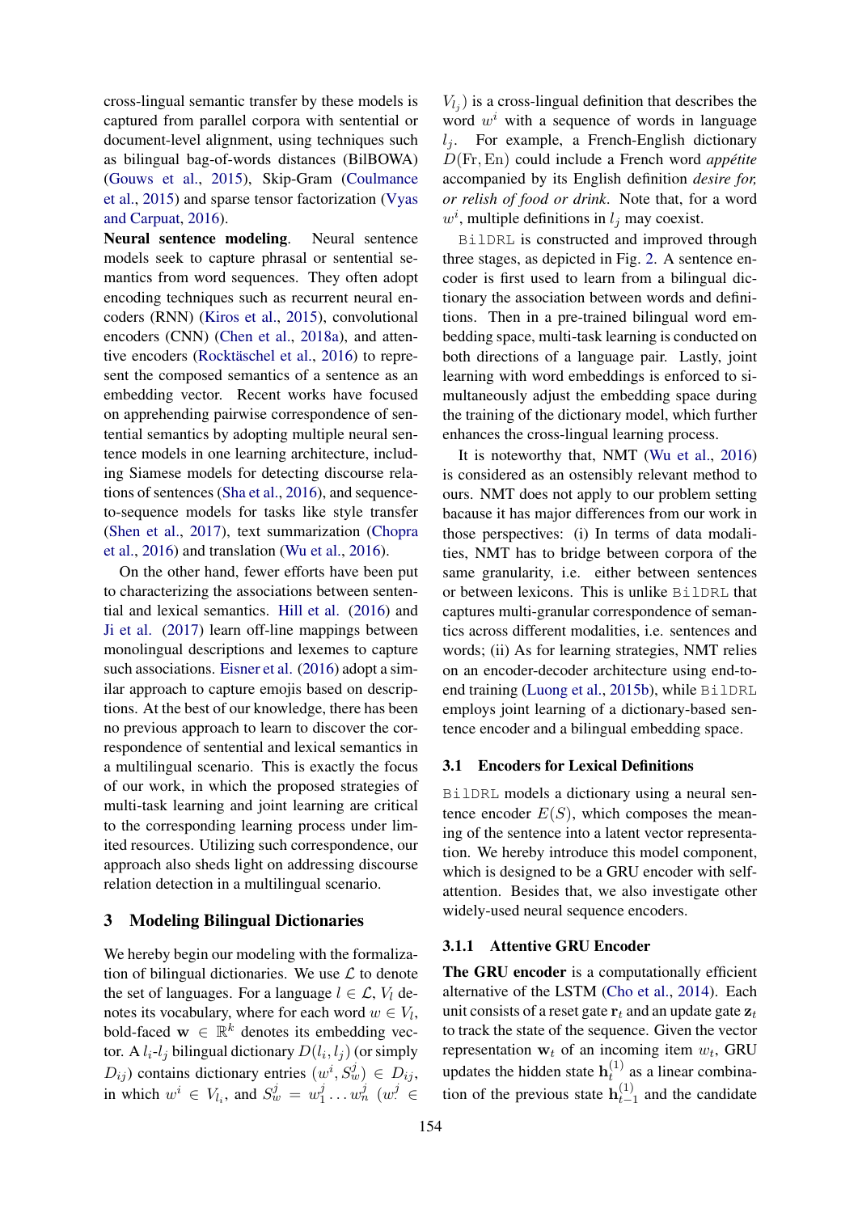cross-lingual semantic transfer by these models is captured from parallel corpora with sentential or document-level alignment, using techniques such as bilingual bag-of-words distances (BilBOWA) (Gouws et al., 2015), Skip-Gram (Coulmance et al., 2015) and sparse tensor factorization (Vyas and Carpuat, 2016).

**Neural sentence modeling.** Neural sentence models seek to capture phrasal or sentential semantics from word sequences. They often adopt encoding techniques such as recurrent neural encoders (RNN) (Kiros et al., 2015), convolutional encoders (CNN) (Chen et al., 2018a), and attentive encoders (Rocktäschel et al., 2016) to represent the composed semantics of a sentence as an embedding vector. Recent works have focused on apprehending pairwise correspondence of sentential semantics by adopting multiple neural sentence models in one learning architecture, including Siamese models for detecting discourse relations of sentences (Sha et al., 2016), and sequence-to-sequence models for tasks like style transfer (Shen et al., 2017), text summarization (Chopra et al., 2016) and translation (Wu et al., 2016).

On the other hand, fewer efforts have been put to characterizing the associations between sentential and lexical semantics. Hill et al. (2016) and Ji et al. (2017) learn off-line mappings between monolingual descriptions and lexemes to capture such associations. Eisner et al. (2016) adopt a similar approach to capture emojis based on descriptions. At the best of our knowledge, there has been no previous approach to learn to discover the correspondence of sentential and lexical semantics in a multilingual scenario. This is exactly the focus of our work, in which the proposed strategies of multi-task learning and joint learning are critical to the corresponding learning process under limited resources. Utilizing such correspondence, our approach also sheds light on addressing discourse relation detection in a multilingual scenario.

## 3 Modeling Bilingual Dictionaries

We hereby begin our modeling with the formalization of bilingual dictionaries. We use $\mathcal{L}$ to denote the set of languages. For a language $l \in \mathcal{L}$, $V_l$ denotes its vocabulary, where for each word $w \in V_l$, bold-faced $\mathbf{w} \in \mathbb{R}^k$ denotes its embedding vector. A $l_i$-$l_j$ bilingual dictionary $D(l_i, l_j)$ (or simply $D_{ij}$) contains dictionary entries $(w^i, S_w^j) \in D_{ij}$, in which $w^i \in V_{l_i}$, and $S_w^j = w_1^j \dots w_n^j$ ($w^j \in V_{l_j}$) is a cross-lingual definition that describes the word $w^i$ with a sequence of words in language $l_j$. For example, a French-English dictionary $D(\text{Fr}, \text{En})$ could include a French word *appétite* accompanied by its English definition *desire for, or relish of food or drink*. Note that, for a word $w^i$, multiple definitions in $l_j$ may coexist.

BilDRL is constructed and improved through three stages, as depicted in Fig. 2. A sentence encoder is first used to learn from a bilingual dictionary the association between words and definitions. Then in a pre-trained bilingual word embedding space, multi-task learning is conducted on both directions of a language pair. Lastly, joint learning with word embeddings is enforced to simultaneously adjust the embedding space during the training of the dictionary model, which further enhances the cross-lingual learning process.

It is noteworthy that, NMT (Wu et al., 2016) is considered as an ostensibly relevant method to ours. NMT does not apply to our problem setting bacause it has major differences from our work in those perspectives: (i) In terms of data modalities, NMT has to bridge between corpora of the same granularity, i.e. either between sentences or between lexicons. This is unlike BilDRL that captures multi-granular correspondence of semantics across different modalities, i.e. sentences and words; (ii) As for learning strategies, NMT relies on an encoder-decoder architecture using end-to-end training (Luong et al., 2015b), while BilDRL employs joint learning of a dictionary-based sentence encoder and a bilingual embedding space.

### 3.1 Encoders for Lexical Definitions

BilDRL models a dictionary using a neural sentence encoder $E(S)$, which composes the meaning of the sentence into a latent vector representation. We hereby introduce this model component, which is designed to be a GRU encoder with self-attention. Besides that, we also investigate other widely-used neural sequence encoders.

#### 3.1.1 Attentive GRU Encoder

**The GRU encoder** is a computationally efficient alternative of the LSTM (Cho et al., 2014). Each unit consists of a reset gate $\mathbf{r}_t$ and an update gate $\mathbf{z}_t$ to track the state of the sequence. Given the vector representation $\mathbf{w}_t$ of an incoming item $w_t$, GRU updates the hidden state $\mathbf{h}_t^{(1)}$ as a linear combination of the previous state $\mathbf{h}_{t-1}^{(1)}$ and the candidate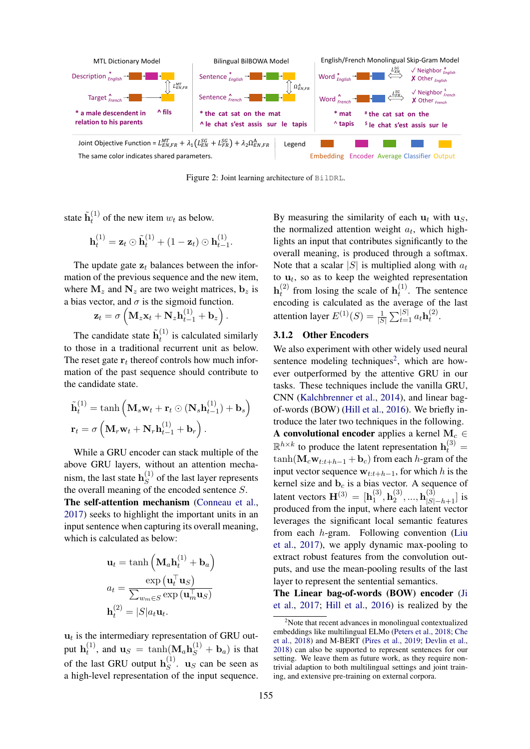MTL Dictionary Model

Description $^{*}_{English}$ → Target $^{\wedge}_{French}$ → $L^{MT}_{EN,FR}$

* a male descendent in relation to his parents

^ fils

Bilingual BilBOWA Model

Sentence $^{*}_{English}$ / Sentence $^{\wedge}_{French}$ → $\Omega^{A}_{EN,FR}$

* the cat sat on the mat

^ le chat s'est assis sur le tapis

English/French Monolingual Skip-Gram Model

Word $^{*}_{English}$ → $L^{SG}_{EN}$ ✓ Neighbor $^{\#}_{English}$ ✗ Other $_{English}$

Word $^{\wedge}_{French}$ → $L^{SG}_{FR}$ ✓ Neighbor $^{\$}_{French}$ ✗ Other $_{French}$

* mat

^ tapis

# the cat sat on the

$ le chat s'est assis sur le

Joint Objective Function = $L^{MT}_{EN,FR} + \lambda_1(L^{SG}_{EN} + L^{SG}_{FR}) + \lambda_2\Omega^{A}_{EN,FR}$

The same color indicates shared parameters.

Legend: Embedding, Encoder, Average, Classifier, Output

Figure 2: Joint learning architecture of BilDRL.

state $\tilde{\mathbf{h}}_t^{(1)}$ of the new item $w_t$ as below.

$$\mathbf{h}_t^{(1)} = \mathbf{z}_t \odot \tilde{\mathbf{h}}_t^{(1)} + (1 - \mathbf{z}_t) \odot \mathbf{h}_{t-1}^{(1)}.$$

The update gate $\mathbf{z}_t$ balances between the information of the previous sequence and the new item, where $\mathbf{M}_z$ and $\mathbf{N}_z$ are two weight matrices, $\mathbf{b}_z$ is a bias vector, and $\sigma$ is the sigmoid function.

$$\mathbf{z}_t = \sigma\left(\mathbf{M}_z\mathbf{x}_t + \mathbf{N}_z\mathbf{h}_{t-1}^{(1)} + \mathbf{b}_z\right).$$

The candidate state $\tilde{\mathbf{h}}_t^{(1)}$ is calculated similarly to those in a traditional recurrent unit as below. The reset gate $\mathbf{r}_t$ thereof controls how much information of the past sequence should contribute to the candidate state.

$$\tilde{\mathbf{h}}_t^{(1)} = \tanh\left(\mathbf{M}_s\mathbf{w}_t + \mathbf{r}_t \odot (\mathbf{N}_s\mathbf{h}_{t-1}^{(1)}) + \mathbf{b}_s\right)$$
$$\mathbf{r}_t = \sigma\left(\mathbf{M}_r\mathbf{w}_t + \mathbf{N}_r\mathbf{h}_{t-1}^{(1)} + \mathbf{b}_r\right).$$

While a GRU encoder can stack multiple of the above GRU layers, without an attention mechanism, the last state $\mathbf{h}_S^{(1)}$ of the last layer represents the overall meaning of the encoded sentence $S$.

**The self-attention mechanism** (Conneau et al., 2017) seeks to highlight the important units in an input sentence when capturing its overall meaning, which is calculated as below:

$$\mathbf{u}_t = \tanh\left(\mathbf{M}_a\mathbf{h}_t^{(1)} + \mathbf{b}_a\right)$$
$$a_t = \frac{\exp\left(\mathbf{u}_t^\top \mathbf{u}_S\right)}{\sum_{w_m \in S} \exp\left(\mathbf{u}_m^\top \mathbf{u}_S\right)}$$
$$\mathbf{h}_t^{(2)} = |S| a_t \mathbf{u}_t.$$

$\mathbf{u}_t$ is the intermediary representation of GRU output $\mathbf{h}_t^{(1)}$, and $\mathbf{u}_S = \tanh(\mathbf{M}_a\mathbf{h}_S^{(1)} + \mathbf{b}_a)$ is that of the last GRU output $\mathbf{h}_S^{(1)}$. $\mathbf{u}_S$ can be seen as a high-level representation of the input sequence. By measuring the similarity of each $\mathbf{u}_t$ with $\mathbf{u}_S$, the normalized attention weight $a_t$, which highlights an input that contributes significantly to the overall meaning, is produced through a softmax. Note that a scalar $|S|$ is multiplied along with $a_t$ to $\mathbf{u}_t$, so as to keep the weighted representation $\mathbf{h}_t^{(2)}$ from losing the scale of $\mathbf{h}_t^{(1)}$. The sentence encoding is calculated as the average of the last attention layer $E^{(1)}(S) = \frac{1}{|S|}\sum_{t=1}^{|S|} a_t \mathbf{h}_t^{(2)}$.

### 3.1.2 Other Encoders

We also experiment with other widely used neural sentence modeling techniques[2], which are however outperformed by the attentive GRU in our tasks. These techniques include the vanilla GRU, CNN (Kalchbrenner et al., 2014), and linear bag-of-words (BOW) (Hill et al., 2016). We briefly introduce the later two techniques in the following.

**A convolutional encoder** applies a kernel $\mathbf{M}_c \in \mathbb{R}^{h \times k}$ to produce the latent representation $\mathbf{h}_t^{(3)} = \tanh(\mathbf{M}_c\mathbf{w}_{t:t+h-1} + \mathbf{b}_c)$ from each $h$-gram of the input vector sequence $\mathbf{w}_{t:t+h-1}$, for which $h$ is the kernel size and $\mathbf{b}_c$ is a bias vector. A sequence of latent vectors $\mathbf{H}^{(3)} = [\mathbf{h}_1^{(3)}, \mathbf{h}_2^{(3)}, ..., \mathbf{h}_{|S|-h+1}^{(3)}]$ is produced from the input, where each latent vector leverages the significant local semantic features from each $h$-gram. Following convention (Liu et al., 2017), we apply dynamic max-pooling to extract robust features from the convolution outputs, and use the mean-pooling results of the last layer to represent the sentential semantics.

**The Linear bag-of-words (BOW) encoder** (Ji et al., 2017; Hill et al., 2016) is realized by the

[2] Note that recent advances in monolingual contextualized embeddings like multilingual ELMo (Peters et al., 2018; Che et al., 2018) and M-BERT (Pires et al., 2019; Devlin et al., 2018) can also be supported to represent sentences for our setting. We leave them as future work, as they require non-trivial adaption to both multilingual settings and joint training, and extensive pre-training on external corpora.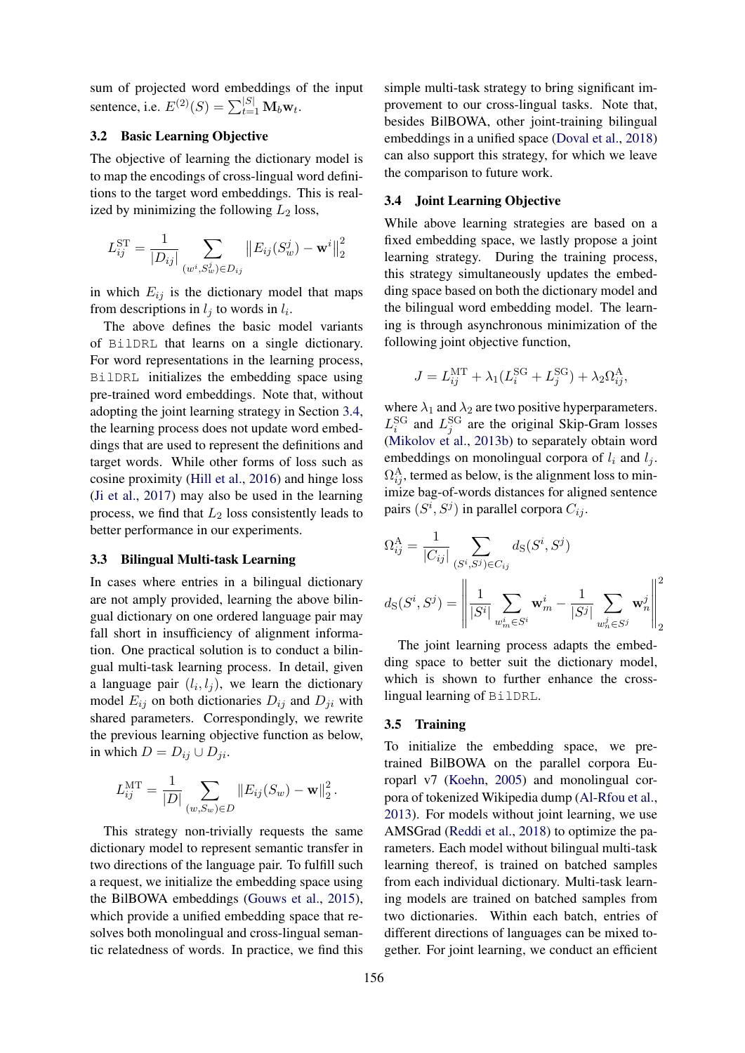sum of projected word embeddings of the input sentence, i.e. $E^{(2)}(S) = \sum_{t=1}^{|S|} \mathbf{M}_b \mathbf{w}_t$.

### 3.2 Basic Learning Objective

The objective of learning the dictionary model is to map the encodings of cross-lingual word definitions to the target word embeddings. This is realized by minimizing the following $L_2$ loss,

$$L_{ij}^{\text{ST}} = \frac{1}{|D_{ij}|} \sum_{(w^i, S_w^j) \in D_{ij}} \left\| E_{ij}(S_w^j) - \mathbf{w}^i \right\|_2^2$$

in which $E_{ij}$ is the dictionary model that maps from descriptions in $l_j$ to words in $l_i$.

The above defines the basic model variants of BilDRL that learns on a single dictionary. For word representations in the learning process, BilDRL initializes the embedding space using pre-trained word embeddings. Note that, without adopting the joint learning strategy in Section 3.4, the learning process does not update word embeddings that are used to represent the definitions and target words. While other forms of loss such as cosine proximity (Hill et al., 2016) and hinge loss (Ji et al., 2017) may also be used in the learning process, we find that $L_2$ loss consistently leads to better performance in our experiments.

### 3.3 Bilingual Multi-task Learning

In cases where entries in a bilingual dictionary are not amply provided, learning the above bilingual dictionary on one ordered language pair may fall short in insufficiency of alignment information. One practical solution is to conduct a bilingual multi-task learning process. In detail, given a language pair $(l_i, l_j)$, we learn the dictionary model $E_{ij}$ on both dictionaries $D_{ij}$ and $D_{ji}$ with shared parameters. Correspondingly, we rewrite the previous learning objective function as below, in which $D = D_{ij} \cup D_{ji}$.

$$L_{ij}^{\text{MT}} = \frac{1}{|D|} \sum_{(w, S_w) \in D} \left\| E_{ij}(S_w) - \mathbf{w} \right\|_2^2.$$

This strategy non-trivially requests the same dictionary model to represent semantic transfer in two directions of the language pair. To fulfill such a request, we initialize the embedding space using the BilBOWA embeddings (Gouws et al., 2015), which provide a unified embedding space that resolves both monolingual and cross-lingual semantic relatedness of words. In practice, we find this simple multi-task strategy to bring significant improvement to our cross-lingual tasks. Note that, besides BilBOWA, other joint-training bilingual embeddings in a unified space (Doval et al., 2018) can also support this strategy, for which we leave the comparison to future work.

### 3.4 Joint Learning Objective

While above learning strategies are based on a fixed embedding space, we lastly propose a joint learning strategy. During the training process, this strategy simultaneously updates the embedding space based on both the dictionary model and the bilingual word embedding model. The learning is through asynchronous minimization of the following joint objective function,

$$J = L_{ij}^{\text{MT}} + \lambda_1 (L_i^{\text{SG}} + L_j^{\text{SG}}) + \lambda_2 \Omega_{ij}^{\text{A}},$$

where $\lambda_1$ and $\lambda_2$ are two positive hyperparameters. $L_i^{\text{SG}}$ and $L_j^{\text{SG}}$ are the original Skip-Gram losses (Mikolov et al., 2013b) to separately obtain word embeddings on monolingual corpora of $l_i$ and $l_j$. $\Omega_{ij}^{\text{A}}$, termed as below, is the alignment loss to minimize bag-of-words distances for aligned sentence pairs $(S^i, S^j)$ in parallel corpora $C_{ij}$.

$$\Omega_{ij}^{\text{A}} = \frac{1}{|C_{ij}|} \sum_{(S^i, S^j) \in C_{ij}} d_{\text{S}}(S^i, S^j)$$

$$d_{\text{S}}(S^i, S^j) = \left\| \frac{1}{|S^i|} \sum_{w_m^i \in S^i} \mathbf{w}_m^i - \frac{1}{|S^j|} \sum_{w_n^j \in S^j} \mathbf{w}_n^j \right\|_2^2$$

The joint learning process adapts the embedding space to better suit the dictionary model, which is shown to further enhance the cross-lingual learning of BilDRL.

### 3.5 Training

To initialize the embedding space, we pre-trained BilBOWA on the parallel corpora Europarl v7 (Koehn, 2005) and monolingual corpora of tokenized Wikipedia dump (Al-Rfou et al., 2013). For models without joint learning, we use AMSGrad (Reddi et al., 2018) to optimize the parameters. Each model without bilingual multi-task learning thereof, is trained on batched samples from each individual dictionary. Multi-task learning models are trained on batched samples from two dictionaries. Within each batch, entries of different directions of languages can be mixed together. For joint learning, we conduct an efficient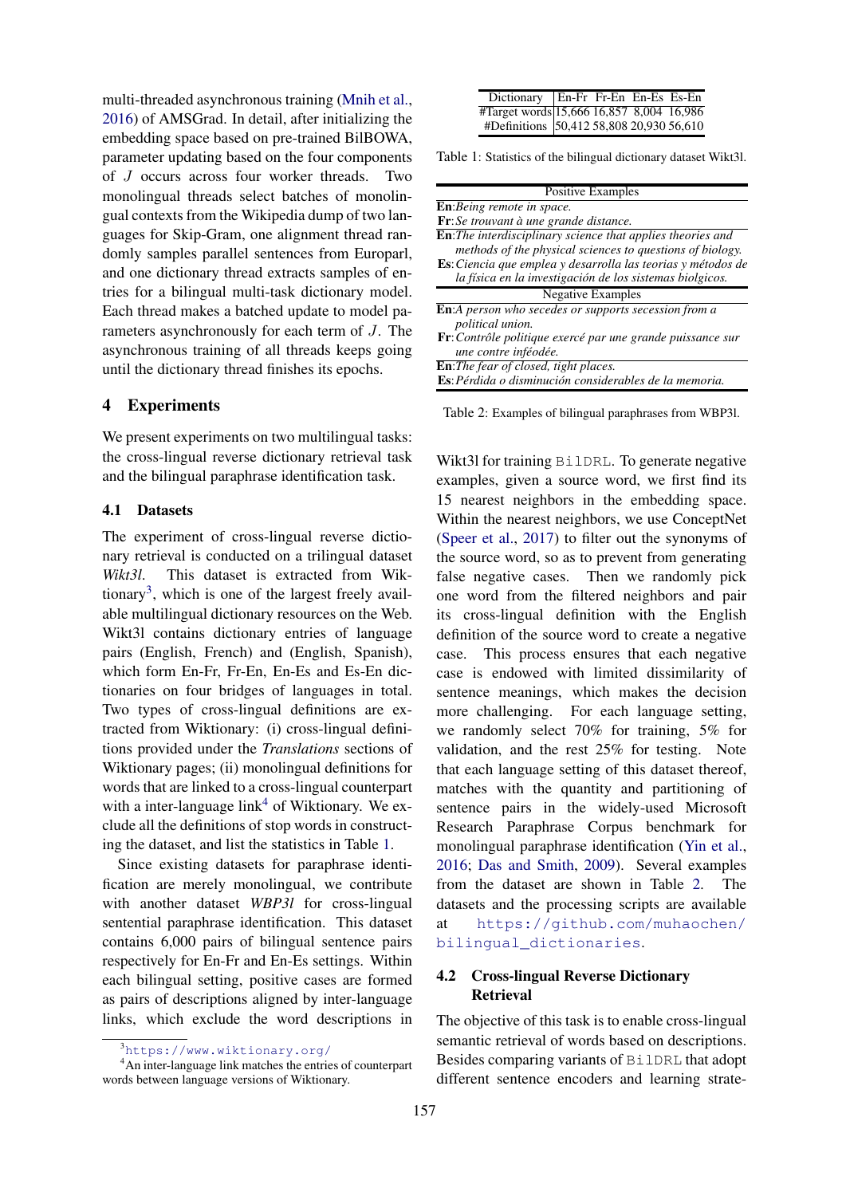multi-threaded asynchronous training (Mnih et al., 2016) of AMSGrad. In detail, after initializing the embedding space based on pre-trained BilBOWA, parameter updating based on the four components of $J$ occurs across four worker threads. Two monolingual threads select batches of monolingual contexts from the Wikipedia dump of two languages for Skip-Gram, one alignment thread randomly samples parallel sentences from Europarl, and one dictionary thread extracts samples of entries for a bilingual multi-task dictionary model. Each thread makes a batched update to model parameters asynchronously for each term of $J$. The asynchronous training of all threads keeps going until the dictionary thread finishes its epochs.

## 4 Experiments

We present experiments on two multilingual tasks: the cross-lingual reverse dictionary retrieval task and the bilingual paraphrase identification task.

### 4.1 Datasets

The experiment of cross-lingual reverse dictionary retrieval is conducted on a trilingual dataset *Wikt3l*. This dataset is extracted from Wiktionary[3], which is one of the largest freely available multilingual dictionary resources on the Web. Wikt3l contains dictionary entries of language pairs (English, French) and (English, Spanish), which form En-Fr, Fr-En, En-Es and Es-En dictionaries on four bridges of languages in total. Two types of cross-lingual definitions are extracted from Wiktionary: (i) cross-lingual definitions provided under the *Translations* sections of Wiktionary pages; (ii) monolingual definitions for words that are linked to a cross-lingual counterpart with a inter-language link[4] of Wiktionary. We exclude all the definitions of stop words in constructing the dataset, and list the statistics in Table 1.

| Dictionary | En-Fr | Fr-En | En-Es | Es-En |
|---|---|---|---|---|
| #Target words | 15,666 | 16,857 | 8,004 | 16,986 |
| #Definitions | 50,412 | 58,808 | 20,930 | 56,610 |

Table 1: Statistics of the bilingual dictionary dataset Wikt3l.

Since existing datasets for paraphrase identification are merely monolingual, we contribute with another dataset *WBP3l* for cross-lingual sentential paraphrase identification. This dataset contains 6,000 pairs of bilingual sentence pairs respectively for En-Fr and En-Es settings. Within each bilingual setting, positive cases are formed as pairs of descriptions aligned by inter-language links, which exclude the word descriptions in Wikt3l for training `BilDRL`. To generate negative examples, given a source word, we first find its 15 nearest neighbors in the embedding space. Within the nearest neighbors, we use ConceptNet (Speer et al., 2017) to filter out the synonyms of the source word, so as to prevent from generating false negative cases. Then we randomly pick one word from the filtered neighbors and pair its cross-lingual definition with the English definition of the source word to create a negative case. This process ensures that each negative case is endowed with limited dissimilarity of sentence meanings, which makes the decision more challenging. For each language setting, we randomly select 70% for training, 5% for validation, and the rest 25% for testing. Note that each language setting of this dataset thereof, matches with the quantity and partitioning of sentence pairs in the widely-used Microsoft Research Paraphrase Corpus benchmark for monolingual paraphrase identification (Yin et al., 2016; Das and Smith, 2009). Several examples from the dataset are shown in Table 2. The datasets and the processing scripts are available at https://github.com/muhaochen/bilingual_dictionaries.

| Positive Examples |
|---|
| **En**:*Being remote in space.*<br>**Fr**:*Se trouvant à une grande distance.* |
| **En**:*The interdisciplinary science that applies theories and methods of the physical sciences to questions of biology.*<br>**Es**:*Ciencia que emplea y desarrolla las teorias y métodos de la física en la investigación de los sistemas biolgicos.* |
| **Negative Examples** |
| **En**:*A person who secedes or supports secession from a political union.*<br>**Fr**:*Contrôle politique exercé par une grande puissance sur une contre inféodée.* |
| **En**:*The fear of closed, tight places.*<br>**Es**:*Pérdida o disminución considerables de la memoria.* |

Table 2: Examples of bilingual paraphrases from WBP3l.

### 4.2 Cross-lingual Reverse Dictionary Retrieval

The objective of this task is to enable cross-lingual semantic retrieval of words based on descriptions. Besides comparing variants of `BilDRL` that adopt different sentence encoders and learning strate-

[3] https://www.wiktionary.org/

[4] An inter-language link matches the entries of counterpart words between language versions of Wiktionary.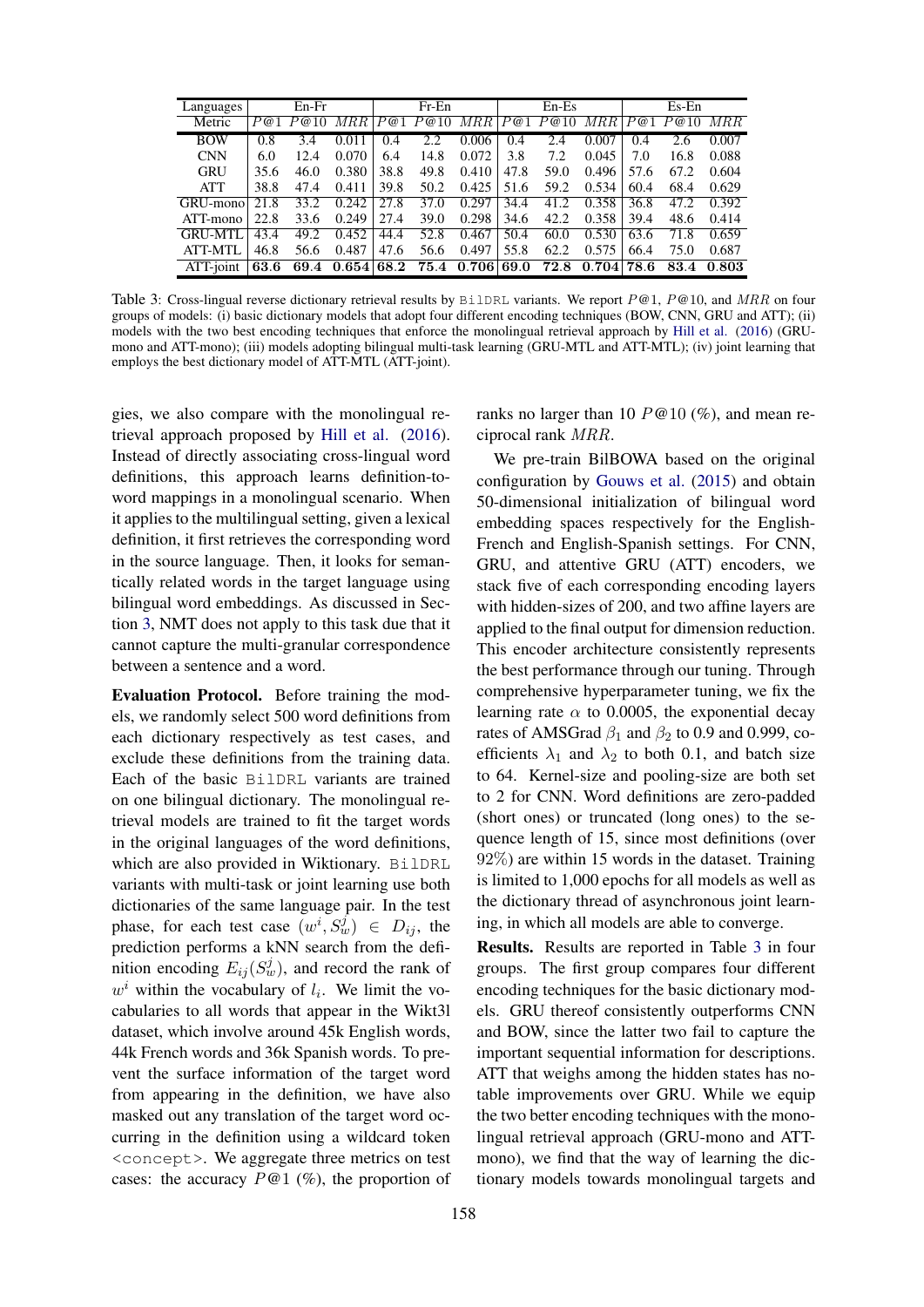| Languages | En-Fr | | | Fr-En | | | En-Es | | | Es-En | | |
|---|---|---|---|---|---|---|---|---|---|---|---|---|
| Metric | $P@1$ | $P@10$ | $MRR$ | $P@1$ | $P@10$ | $MRR$ | $P@1$ | $P@10$ | $MRR$ | $P@1$ | $P@10$ | $MRR$ |
| BOW | 0.8 | 3.4 | 0.011 | 0.4 | 2.2 | 0.006 | 0.4 | 2.4 | 0.007 | 0.4 | 2.6 | 0.007 |
| CNN | 6.0 | 12.4 | 0.070 | 6.4 | 14.8 | 0.072 | 3.8 | 7.2 | 0.045 | 7.0 | 16.8 | 0.088 |
| GRU | 35.6 | 46.0 | 0.380 | 38.8 | 49.8 | 0.410 | 47.8 | 59.0 | 0.496 | 57.6 | 67.2 | 0.604 |
| ATT | 38.8 | 47.4 | 0.411 | 39.8 | 50.2 | 0.425 | 51.6 | 59.2 | 0.534 | 60.4 | 68.4 | 0.629 |
| GRU-mono | 21.8 | 33.2 | 0.242 | 27.8 | 37.0 | 0.297 | 34.4 | 41.2 | 0.358 | 36.8 | 47.2 | 0.392 |
| ATT-mono | 22.8 | 33.6 | 0.249 | 27.4 | 39.0 | 0.298 | 34.6 | 42.2 | 0.358 | 39.4 | 48.6 | 0.414 |
| GRU-MTL | 43.4 | 49.2 | 0.452 | 44.4 | 52.8 | 0.467 | 50.4 | 60.0 | 0.530 | 63.6 | 71.8 | 0.659 |
| ATT-MTL | 46.8 | 56.6 | 0.487 | 47.6 | 56.6 | 0.497 | 55.8 | 62.2 | 0.575 | 66.4 | 75.0 | 0.687 |
| ATT-joint | **63.6** | **69.4** | **0.654** | **68.2** | **75.4** | **0.706** | **69.0** | **72.8** | **0.704** | **78.6** | **83.4** | **0.803** |

Table 3: Cross-lingual reverse dictionary retrieval results by `BilDRL` variants. We report $P@1$, $P@10$, and $MRR$ on four groups of models: (i) basic dictionary models that adopt four different encoding techniques (BOW, CNN, GRU and ATT); (ii) models with the two best encoding techniques that enforce the monolingual retrieval approach by Hill et al. (2016) (GRU-mono and ATT-mono); (iii) models adopting bilingual multi-task learning (GRU-MTL and ATT-MTL); (iv) joint learning that employs the best dictionary model of ATT-MTL (ATT-joint).

gies, we also compare with the monolingual retrieval approach proposed by Hill et al. (2016). Instead of directly associating cross-lingual word definitions, this approach learns definition-to-word mappings in a monolingual scenario. When it applies to the multilingual setting, given a lexical definition, it first retrieves the corresponding word in the source language. Then, it looks for semantically related words in the target language using bilingual word embeddings. As discussed in Section 3, NMT does not apply to this task due that it cannot capture the multi-granular correspondence between a sentence and a word.

**Evaluation Protocol.** Before training the models, we randomly select 500 word definitions from each dictionary respectively as test cases, and exclude these definitions from the training data. Each of the basic `BilDRL` variants are trained on one bilingual dictionary. The monolingual retrieval models are trained to fit the target words in the original languages of the word definitions, which are also provided in Wiktionary. `BilDRL` variants with multi-task or joint learning use both dictionaries of the same language pair. In the test phase, for each test case $(w^i, S_w^j) \in D_{ij}$, the prediction performs a kNN search from the definition encoding $E_{ij}(S_w^j)$, and record the rank of $w^i$ within the vocabulary of $l_i$. We limit the vocabularies to all words that appear in the Wikt3l dataset, which involve around 45k English words, 44k French words and 36k Spanish words. To prevent the surface information of the target word from appearing in the definition, we have also masked out any translation of the target word occurring in the definition using a wildcard token `<concept>`. We aggregate three metrics on test cases: the accuracy $P@1$ (%), the proportion of ranks no larger than 10 $P@10$ (%), and mean reciprocal rank $MRR$.

We pre-train BilBOWA based on the original configuration by Gouws et al. (2015) and obtain 50-dimensional initialization of bilingual word embedding spaces respectively for the English-French and English-Spanish settings. For CNN, GRU, and attentive GRU (ATT) encoders, we stack five of each corresponding encoding layers with hidden-sizes of 200, and two affine layers are applied to the final output for dimension reduction. This encoder architecture consistently represents the best performance through our tuning. Through comprehensive hyperparameter tuning, we fix the learning rate $\alpha$ to 0.0005, the exponential decay rates of AMSGrad $\beta_1$ and $\beta_2$ to 0.9 and 0.999, coefficients $\lambda_1$ and $\lambda_2$ to both 0.1, and batch size to 64. Kernel-size and pooling-size are both set to 2 for CNN. Word definitions are zero-padded (short ones) or truncated (long ones) to the sequence length of 15, since most definitions (over 92%) are within 15 words in the dataset. Training is limited to 1,000 epochs for all models as well as the dictionary thread of asynchronous joint learning, in which all models are able to converge.

**Results.** Results are reported in Table 3 in four groups. The first group compares four different encoding techniques for the basic dictionary models. GRU thereof consistently outperforms CNN and BOW, since the latter two fail to capture the important sequential information for descriptions. ATT that weighs among the hidden states has notable improvements over GRU. While we equip the two better encoding techniques with the monolingual retrieval approach (GRU-mono and ATT-mono), we find that the way of learning the dictionary models towards monolingual targets and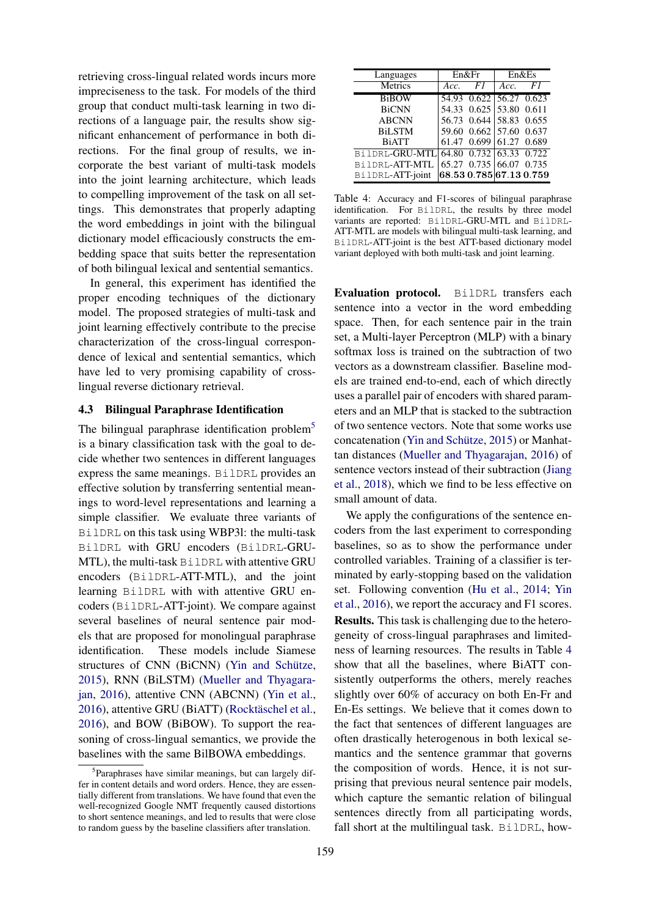retrieving cross-lingual related words incurs more impreciseness to the task. For models of the third group that conduct multi-task learning in two directions of a language pair, the results show significant enhancement of performance in both directions. For the final group of results, we incorporate the best variant of multi-task models into the joint learning architecture, which leads to compelling improvement of the task on all settings. This demonstrates that properly adapting the word embeddings in joint with the bilingual dictionary model efficaciously constructs the embedding space that suits better the representation of both bilingual lexical and sentential semantics.

In general, this experiment has identified the proper encoding techniques of the dictionary model. The proposed strategies of multi-task and joint learning effectively contribute to the precise characterization of the cross-lingual correspondence of lexical and sentential semantics, which have led to very promising capability of cross-lingual reverse dictionary retrieval.

### 4.3 Bilingual Paraphrase Identification

The bilingual paraphrase identification problem[5] is a binary classification task with the goal to decide whether two sentences in different languages express the same meanings. BilDRL provides an effective solution by transferring sentential meanings to word-level representations and learning a simple classifier. We evaluate three variants of BilDRL on this task using WBP3l: the multi-task BilDRL with GRU encoders (BilDRL-GRU-MTL), the multi-task BilDRL with attentive GRU encoders (BilDRL-ATT-MTL), and the joint learning BilDRL with with attentive GRU encoders (BilDRL-ATT-joint). We compare against several baselines of neural sentence pair models that are proposed for monolingual paraphrase identification. These models include Siamese structures of CNN (BiCNN) (Yin and Schütze, 2015), RNN (BiLSTM) (Mueller and Thyagarajan, 2016), attentive CNN (ABCNN) (Yin et al., 2016), attentive GRU (BiATT) (Rocktäschel et al., 2016), and BOW (BiBOW). To support the reasoning of cross-lingual semantics, we provide the baselines with the same BilBOWA embeddings.

[5] Paraphrases have similar meanings, but can largely differ in content details and word orders. Hence, they are essentially different from translations. We have found that even the well-recognized Google NMT frequently caused distortions to short sentence meanings, and led to results that were close to random guess by the baseline classifiers after translation.

| Languages | En&Fr | | En&Es | |
|---|---|---|---|---|
| Metrics | *Acc.* | *F1* | *Acc.* | *F1* |
| BiBOW | 54.93 | 0.622 | 56.27 | 0.623 |
| BiCNN | 54.33 | 0.625 | 53.80 | 0.611 |
| ABCNN | 56.73 | 0.644 | 58.83 | 0.655 |
| BiLSTM | 59.60 | 0.662 | 57.60 | 0.637 |
| BiATT | 61.47 | 0.699 | 61.27 | 0.689 |
| BilDRL-GRU-MTL | 64.80 | 0.732 | 63.33 | 0.722 |
| BilDRL-ATT-MTL | 65.27 | 0.735 | 66.07 | 0.735 |
| BilDRL-ATT-joint | **68.53** | **0.785** | **67.13** | **0.759** |

Table 4: Accuracy and F1-scores of bilingual paraphrase identification. For BilDRL, the results by three model variants are reported: BilDRL-GRU-MTL and BilDRL-ATT-MTL are models with bilingual multi-task learning, and BilDRL-ATT-joint is the best ATT-based dictionary model variant deployed with both multi-task and joint learning.

**Evaluation protocol.** BilDRL transfers each sentence into a vector in the word embedding space. Then, for each sentence pair in the train set, a Multi-layer Perceptron (MLP) with a binary softmax loss is trained on the subtraction of two vectors as a downstream classifier. Baseline models are trained end-to-end, each of which directly uses a parallel pair of encoders with shared parameters and an MLP that is stacked to the subtraction of two sentence vectors. Note that some works use concatenation (Yin and Schütze, 2015) or Manhattan distances (Mueller and Thyagarajan, 2016) of sentence vectors instead of their subtraction (Jiang et al., 2018), which we find to be less effective on small amount of data.

We apply the configurations of the sentence encoders from the last experiment to corresponding baselines, so as to show the performance under controlled variables. Training of a classifier is terminated by early-stopping based on the validation set. Following convention (Hu et al., 2014; Yin et al., 2016), we report the accuracy and F1 scores.

**Results.** This task is challenging due to the heterogeneity of cross-lingual paraphrases and limitedness of learning resources. The results in Table 4 show that all the baselines, where BiATT consistently outperforms the others, merely reaches slightly over 60% of accuracy on both En-Fr and En-Es settings. We believe that it comes down to the fact that sentences of different languages are often drastically heterogenous in both lexical semantics and the sentence grammar that governs the composition of words. Hence, it is not surprising that previous neural sentence pair models, which capture the semantic relation of bilingual sentences directly from all participating words, fall short at the multilingual task. BilDRL, how-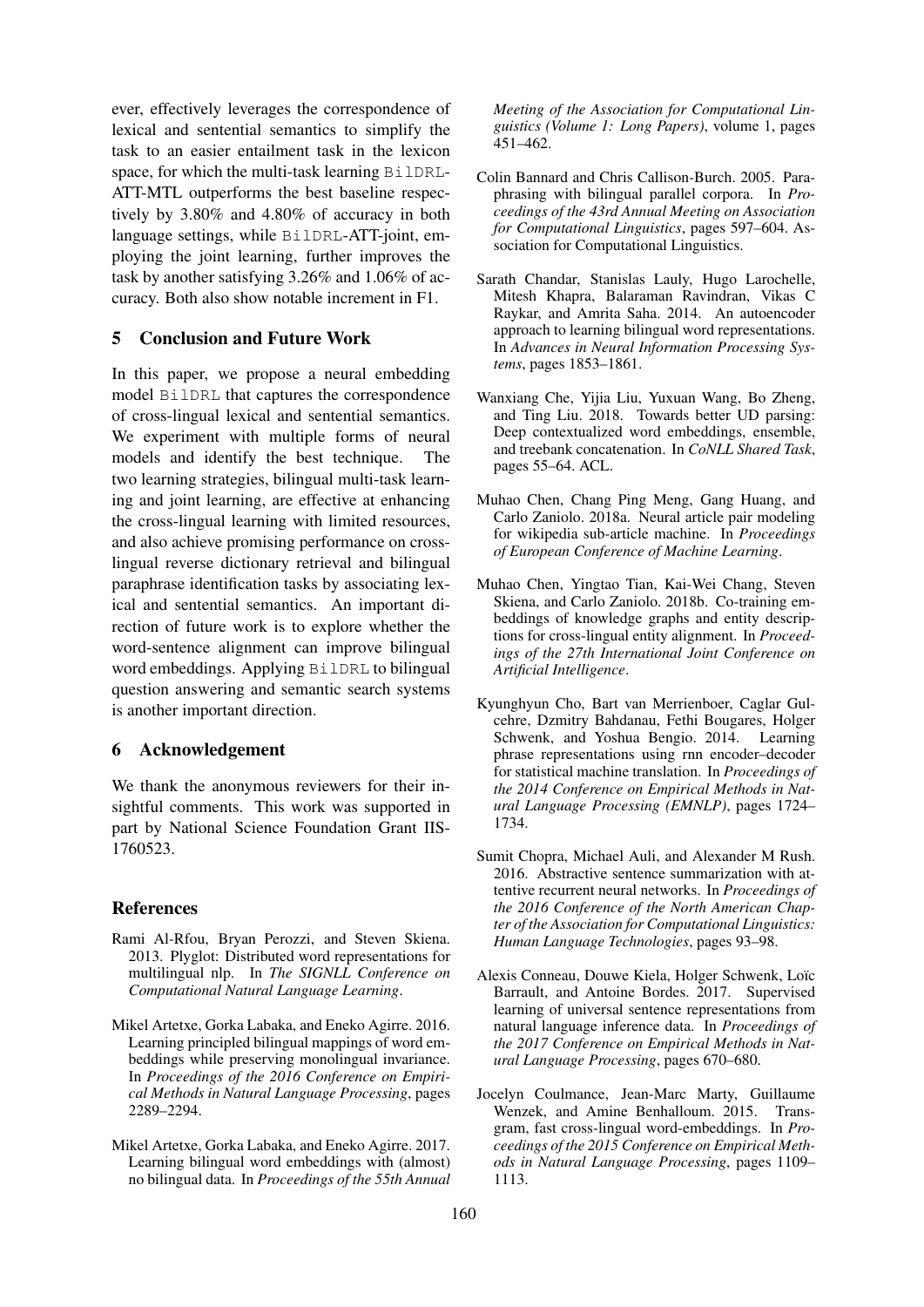ever, effectively leverages the correspondence of lexical and sentential semantics to simplify the task to an easier entailment task in the lexicon space, for which the multi-task learning BilDRL-ATT-MTL outperforms the best baseline respectively by 3.80% and 4.80% of accuracy in both language settings, while BilDRL-ATT-joint, employing the joint learning, further improves the task by another satisfying 3.26% and 1.06% of accuracy. Both also show notable increment in F1.

## 5 Conclusion and Future Work

In this paper, we propose a neural embedding model BilDRL that captures the correspondence of cross-lingual lexical and sentential semantics. We experiment with multiple forms of neural models and identify the best technique. The two learning strategies, bilingual multi-task learning and joint learning, are effective at enhancing the cross-lingual learning with limited resources, and also achieve promising performance on cross-lingual reverse dictionary retrieval and bilingual paraphrase identification tasks by associating lexical and sentential semantics. An important direction of future work is to explore whether the word-sentence alignment can improve bilingual word embeddings. Applying BilDRL to bilingual question answering and semantic search systems is another important direction.

## 6 Acknowledgement

We thank the anonymous reviewers for their insightful comments. This work was supported in part by National Science Foundation Grant IIS-1760523.

## References

Rami Al-Rfou, Bryan Perozzi, and Steven Skiena. 2013. Plyglot: Distributed word representations for multilingual nlp. In *The SIGNLL Conference on Computational Natural Language Learning*.

Mikel Artetxe, Gorka Labaka, and Eneko Agirre. 2016. Learning principled bilingual mappings of word embeddings while preserving monolingual invariance. In *Proceedings of the 2016 Conference on Empirical Methods in Natural Language Processing*, pages 2289–2294.

Mikel Artetxe, Gorka Labaka, and Eneko Agirre. 2017. Learning bilingual word embeddings with (almost) no bilingual data. In *Proceedings of the 55th Annual Meeting of the Association for Computational Linguistics (Volume 1: Long Papers)*, volume 1, pages 451–462.

Colin Bannard and Chris Callison-Burch. 2005. Paraphrasing with bilingual parallel corpora. In *Proceedings of the 43rd Annual Meeting on Association for Computational Linguistics*, pages 597–604. Association for Computational Linguistics.

Sarath Chandar, Stanislas Lauly, Hugo Larochelle, Mitesh Khapra, Balaraman Ravindran, Vikas C Raykar, and Amrita Saha. 2014. An autoencoder approach to learning bilingual word representations. In *Advances in Neural Information Processing Systems*, pages 1853–1861.

Wanxiang Che, Yijia Liu, Yuxuan Wang, Bo Zheng, and Ting Liu. 2018. Towards better UD parsing: Deep contextualized word embeddings, ensemble, and treebank concatenation. In *CoNLL Shared Task*, pages 55–64. ACL.

Muhao Chen, Chang Ping Meng, Gang Huang, and Carlo Zaniolo. 2018a. Neural article pair modeling for wikipedia sub-article machine. In *Proceedings of European Conference of Machine Learning*.

Muhao Chen, Yingtao Tian, Kai-Wei Chang, Steven Skiena, and Carlo Zaniolo. 2018b. Co-training embeddings of knowledge graphs and entity descriptions for cross-lingual entity alignment. In *Proceedings of the 27th International Joint Conference on Artificial Intelligence*.

Kyunghyun Cho, Bart van Merrienboer, Caglar Gulcehre, Dzmitry Bahdanau, Fethi Bougares, Holger Schwenk, and Yoshua Bengio. 2014. Learning phrase representations using rnn encoder–decoder for statistical machine translation. In *Proceedings of the 2014 Conference on Empirical Methods in Natural Language Processing (EMNLP)*, pages 1724–1734.

Sumit Chopra, Michael Auli, and Alexander M Rush. 2016. Abstractive sentence summarization with attentive recurrent neural networks. In *Proceedings of the 2016 Conference of the North American Chapter of the Association for Computational Linguistics: Human Language Technologies*, pages 93–98.

Alexis Conneau, Douwe Kiela, Holger Schwenk, Loïc Barrault, and Antoine Bordes. 2017. Supervised learning of universal sentence representations from natural language inference data. In *Proceedings of the 2017 Conference on Empirical Methods in Natural Language Processing*, pages 670–680.

Jocelyn Coulmance, Jean-Marc Marty, Guillaume Wenzek, and Amine Benhalloum. 2015. Trans-gram, fast cross-lingual word-embeddings. In *Proceedings of the 2015 Conference on Empirical Methods in Natural Language Processing*, pages 1109–1113.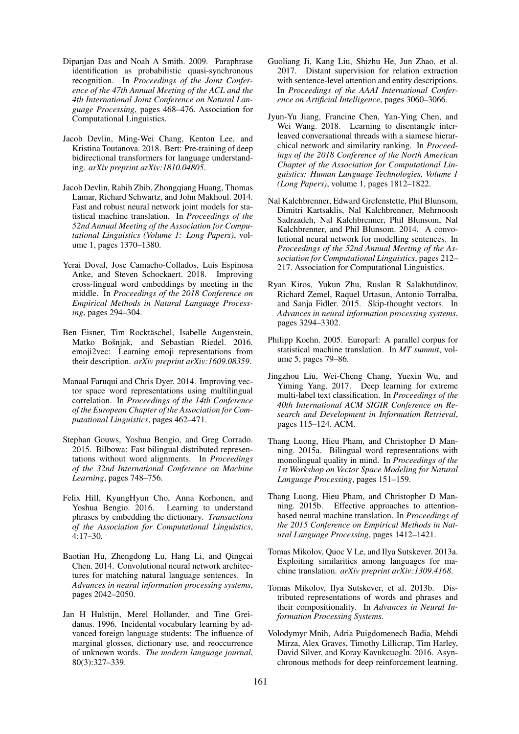Dipanjan Das and Noah A Smith. 2009. Paraphrase identification as probabilistic quasi-synchronous recognition. In *Proceedings of the Joint Conference of the 47th Annual Meeting of the ACL and the 4th International Joint Conference on Natural Language Processing*, pages 468–476. Association for Computational Linguistics.

Jacob Devlin, Ming-Wei Chang, Kenton Lee, and Kristina Toutanova. 2018. Bert: Pre-training of deep bidirectional transformers for language understanding. *arXiv preprint arXiv:1810.04805*.

Jacob Devlin, Rabih Zbib, Zhongqiang Huang, Thomas Lamar, Richard Schwartz, and John Makhoul. 2014. Fast and robust neural network joint models for statistical machine translation. In *Proceedings of the 52nd Annual Meeting of the Association for Computational Linguistics (Volume 1: Long Papers)*, volume 1, pages 1370–1380.

Yerai Doval, Jose Camacho-Collados, Luis Espinosa Anke, and Steven Schockaert. 2018. Improving cross-lingual word embeddings by meeting in the middle. In *Proceedings of the 2018 Conference on Empirical Methods in Natural Language Processing*, pages 294–304.

Ben Eisner, Tim Rocktäschel, Isabelle Augenstein, Matko Bošnjak, and Sebastian Riedel. 2016. emoji2vec: Learning emoji representations from their description. *arXiv preprint arXiv:1609.08359*.

Manaal Faruqui and Chris Dyer. 2014. Improving vector space word representations using multilingual correlation. In *Proceedings of the 14th Conference of the European Chapter of the Association for Computational Linguistics*, pages 462–471.

Stephan Gouws, Yoshua Bengio, and Greg Corrado. 2015. Bilbowa: Fast bilingual distributed representations without word alignments. In *Proceedings of the 32nd International Conference on Machine Learning*, pages 748–756.

Felix Hill, KyungHyun Cho, Anna Korhonen, and Yoshua Bengio. 2016. Learning to understand phrases by embedding the dictionary. *Transactions of the Association for Computational Linguistics*, 4:17–30.

Baotian Hu, Zhengdong Lu, Hang Li, and Qingcai Chen. 2014. Convolutional neural network architectures for matching natural language sentences. In *Advances in neural information processing systems*, pages 2042–2050.

Jan H Hulstijn, Merel Hollander, and Tine Greidanus. 1996. Incidental vocabulary learning by advanced foreign language students: The influence of marginal glosses, dictionary use, and reoccurrence of unknown words. *The modern language journal*, 80(3):327–339.

Guoliang Ji, Kang Liu, Shizhu He, Jun Zhao, et al. 2017. Distant supervision for relation extraction with sentence-level attention and entity descriptions. In *Proceedings of the AAAI International Conference on Artificial Intelligence*, pages 3060–3066.

Jyun-Yu Jiang, Francine Chen, Yan-Ying Chen, and Wei Wang. 2018. Learning to disentangle interleaved conversational threads with a siamese hierarchical network and similarity ranking. In *Proceedings of the 2018 Conference of the North American Chapter of the Association for Computational Linguistics: Human Language Technologies, Volume 1 (Long Papers)*, volume 1, pages 1812–1822.

Nal Kalchbrenner, Edward Grefenstette, Phil Blunsom, Dimitri Kartsaklis, Nal Kalchbrenner, Mehrnoosh Sadrzadeh, Nal Kalchbrenner, Phil Blunsom, Nal Kalchbrenner, and Phil Blunsom. 2014. A convolutional neural network for modelling sentences. In *Proceedings of the 52nd Annual Meeting of the Association for Computational Linguistics*, pages 212–217. Association for Computational Linguistics.

Ryan Kiros, Yukun Zhu, Ruslan R Salakhutdinov, Richard Zemel, Raquel Urtasun, Antonio Torralba, and Sanja Fidler. 2015. Skip-thought vectors. In *Advances in neural information processing systems*, pages 3294–3302.

Philipp Koehn. 2005. Europarl: A parallel corpus for statistical machine translation. In *MT summit*, volume 5, pages 79–86.

Jingzhou Liu, Wei-Cheng Chang, Yuexin Wu, and Yiming Yang. 2017. Deep learning for extreme multi-label text classification. In *Proceedings of the 40th International ACM SIGIR Conference on Research and Development in Information Retrieval*, pages 115–124. ACM.

Thang Luong, Hieu Pham, and Christopher D Manning. 2015a. Bilingual word representations with monolingual quality in mind. In *Proceedings of the 1st Workshop on Vector Space Modeling for Natural Language Processing*, pages 151–159.

Thang Luong, Hieu Pham, and Christopher D Manning. 2015b. Effective approaches to attention-based neural machine translation. In *Proceedings of the 2015 Conference on Empirical Methods in Natural Language Processing*, pages 1412–1421.

Tomas Mikolov, Quoc V Le, and Ilya Sutskever. 2013a. Exploiting similarities among languages for machine translation. *arXiv preprint arXiv:1309.4168*.

Tomas Mikolov, Ilya Sutskever, et al. 2013b. Distributed representations of words and phrases and their compositionality. In *Advances in Neural Information Processing Systems*.

Volodymyr Mnih, Adria Puigdomenech Badia, Mehdi Mirza, Alex Graves, Timothy Lillicrap, Tim Harley, David Silver, and Koray Kavukcuoglu. 2016. Asynchronous methods for deep reinforcement learning.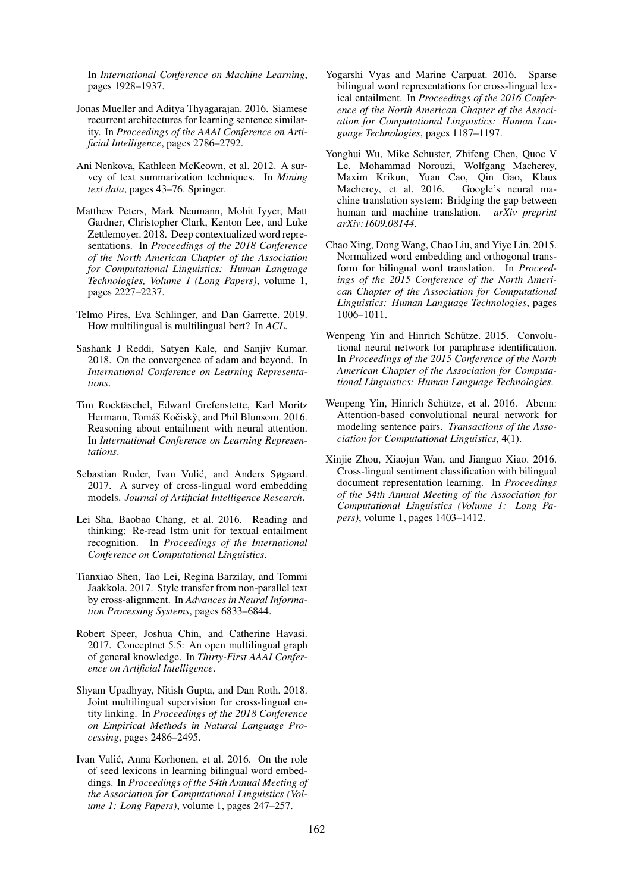In *International Conference on Machine Learning*, pages 1928–1937.

Jonas Mueller and Aditya Thyagarajan. 2016. Siamese recurrent architectures for learning sentence similarity. In *Proceedings of the AAAI Conference on Artificial Intelligence*, pages 2786–2792.

Ani Nenkova, Kathleen McKeown, et al. 2012. A survey of text summarization techniques. In *Mining text data*, pages 43–76. Springer.

Matthew Peters, Mark Neumann, Mohit Iyyer, Matt Gardner, Christopher Clark, Kenton Lee, and Luke Zettlemoyer. 2018. Deep contextualized word representations. In *Proceedings of the 2018 Conference of the North American Chapter of the Association for Computational Linguistics: Human Language Technologies, Volume 1 (Long Papers)*, volume 1, pages 2227–2237.

Telmo Pires, Eva Schlinger, and Dan Garrette. 2019. How multilingual is multilingual bert? In *ACL*.

Sashank J Reddi, Satyen Kale, and Sanjiv Kumar. 2018. On the convergence of adam and beyond. In *International Conference on Learning Representations*.

Tim Rocktäschel, Edward Grefenstette, Karl Moritz Hermann, Tomáš Kočiskỳ, and Phil Blunsom. 2016. Reasoning about entailment with neural attention. In *International Conference on Learning Representations*.

Sebastian Ruder, Ivan Vulić, and Anders Søgaard. 2017. A survey of cross-lingual word embedding models. *Journal of Artificial Intelligence Research*.

Lei Sha, Baobao Chang, et al. 2016. Reading and thinking: Re-read lstm unit for textual entailment recognition. In *Proceedings of the International Conference on Computational Linguistics*.

Tianxiao Shen, Tao Lei, Regina Barzilay, and Tommi Jaakkola. 2017. Style transfer from non-parallel text by cross-alignment. In *Advances in Neural Information Processing Systems*, pages 6833–6844.

Robert Speer, Joshua Chin, and Catherine Havasi. 2017. Conceptnet 5.5: An open multilingual graph of general knowledge. In *Thirty-First AAAI Conference on Artificial Intelligence*.

Shyam Upadhyay, Nitish Gupta, and Dan Roth. 2018. Joint multilingual supervision for cross-lingual entity linking. In *Proceedings of the 2018 Conference on Empirical Methods in Natural Language Processing*, pages 2486–2495.

Ivan Vulić, Anna Korhonen, et al. 2016. On the role of seed lexicons in learning bilingual word embeddings. In *Proceedings of the 54th Annual Meeting of the Association for Computational Linguistics (Volume 1: Long Papers)*, volume 1, pages 247–257.

Yogarshi Vyas and Marine Carpuat. 2016. Sparse bilingual word representations for cross-lingual lexical entailment. In *Proceedings of the 2016 Conference of the North American Chapter of the Association for Computational Linguistics: Human Language Technologies*, pages 1187–1197.

Yonghui Wu, Mike Schuster, Zhifeng Chen, Quoc V Le, Mohammad Norouzi, Wolfgang Macherey, Maxim Krikun, Yuan Cao, Qin Gao, Klaus Macherey, et al. 2016. Google's neural machine translation system: Bridging the gap between human and machine translation. *arXiv preprint arXiv:1609.08144*.

Chao Xing, Dong Wang, Chao Liu, and Yiye Lin. 2015. Normalized word embedding and orthogonal transform for bilingual word translation. In *Proceedings of the 2015 Conference of the North American Chapter of the Association for Computational Linguistics: Human Language Technologies*, pages 1006–1011.

Wenpeng Yin and Hinrich Schütze. 2015. Convolutional neural network for paraphrase identification. In *Proceedings of the 2015 Conference of the North American Chapter of the Association for Computational Linguistics: Human Language Technologies*.

Wenpeng Yin, Hinrich Schütze, et al. 2016. Abcnn: Attention-based convolutional neural network for modeling sentence pairs. *Transactions of the Association for Computational Linguistics*, 4(1).

Xinjie Zhou, Xiaojun Wan, and Jianguo Xiao. 2016. Cross-lingual sentiment classification with bilingual document representation learning. In *Proceedings of the 54th Annual Meeting of the Association for Computational Linguistics (Volume 1: Long Papers)*, volume 1, pages 1403–1412.